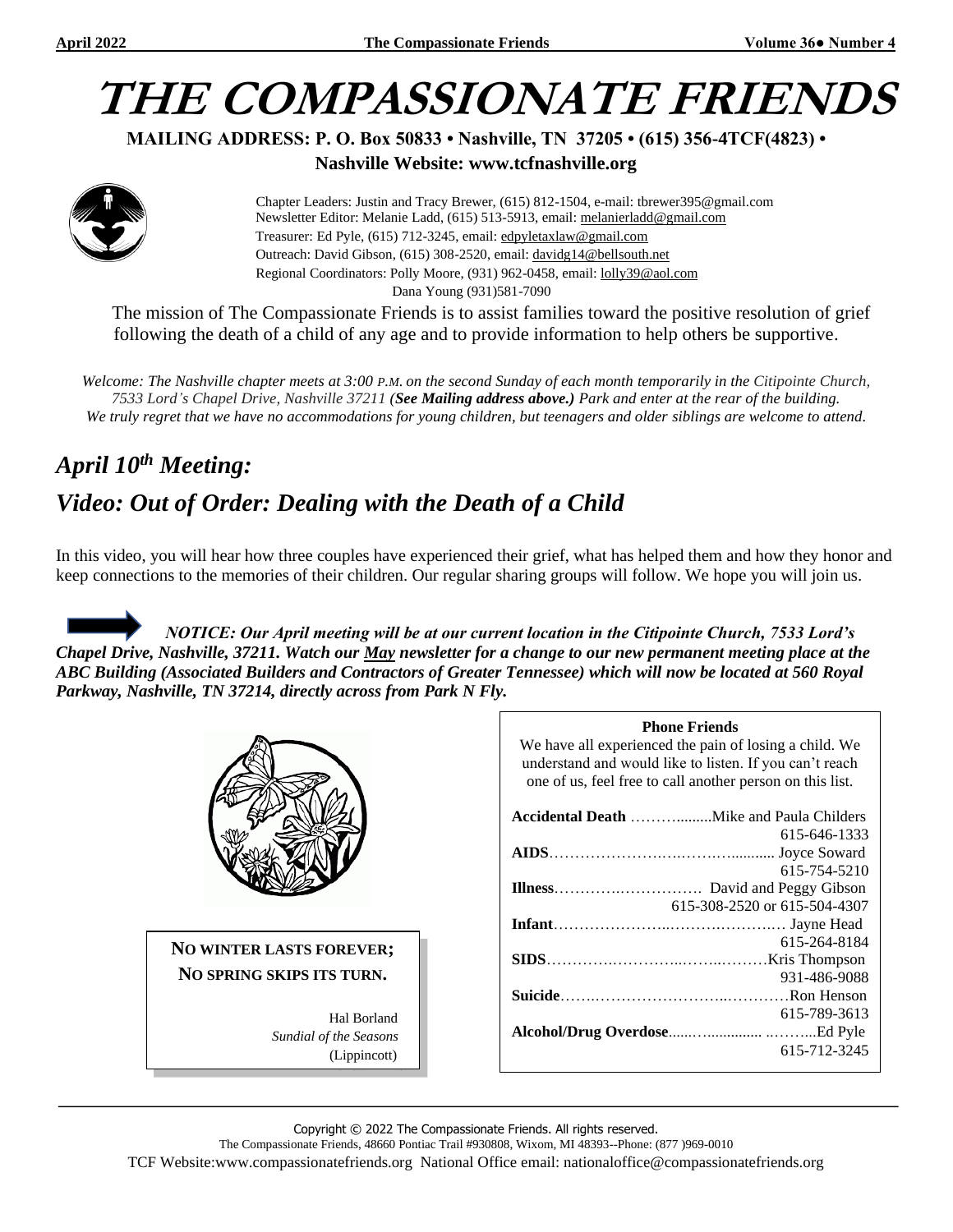# THE COMPASSIONATE FRIENDS

**MAILING ADDRESS: P. O. Box 50833 • Nashville, TN 37205 • (615) 356-4TCF(4823) •**

**Nashville Website: www.tcfnashville.org**

Chapter Leaders: Justin and Tracy Brewer, (615) 812-1504, e-mail: tbrewer395@gmail.com
Newsletter Editor: Melanie Ladd, (615) 513-5913, email: melanierladd@gmail.com
Treasurer: Ed Pyle, (615) 712-3245, email: edpyletaxlaw@gmail.com
Outreach: David Gibson, (615) 308-2520, email: davidg14@bellsouth.net
Regional Coordinators: Polly Moore, (931) 962-0458, email: lolly39@aol.com
Dana Young (931)581-7090

The mission of The Compassionate Friends is to assist families toward the positive resolution of grief following the death of a child of any age and to provide information to help others be supportive.

*Welcome: The Nashville chapter meets at 3:00 P.M. on the second Sunday of each month temporarily in the Citipointe Church, 7533 Lord's Chapel Drive, Nashville 37211 (**See Mailing address above.**) Park and enter at the rear of the building. We truly regret that we have no accommodations for young children, but teenagers and older siblings are welcome to attend.*

## *April 10th Meeting:*

## *Video: Out of Order: Dealing with the Death of a Child*

In this video, you will hear how three couples have experienced their grief, what has helped them and how they honor and keep connections to the memories of their children. Our regular sharing groups will follow. We hope you will join us.

***NOTICE: Our April meeting will be at our current location in the Citipointe Church, 7533 Lord's Chapel Drive, Nashville, 37211. Watch our May newsletter for a change to our new permanent meeting place at the ABC Building (Associated Builders and Contractors of Greater Tennessee) which will now be located at 560 Royal Parkway, Nashville, TN 37214, directly across from Park N Fly.***

**NO WINTER LASTS FOREVER; NO SPRING SKIPS ITS TURN.**

Hal Borland
*Sundial of the Seasons*
(Lippincott)

**Phone Friends**

We have all experienced the pain of losing a child. We understand and would like to listen. If you can't reach one of us, feel free to call another person on this list.

| Category | Contact | Phone |
|---|---|---|
| **Accidental Death** | Mike and Paula Childers | 615-646-1333 |
| **AIDS** | Joyce Soward | 615-754-5210 |
| **Illness** | David and Peggy Gibson | 615-308-2520 or 615-504-4307 |
| **Infant** | Jayne Head | 615-264-8184 |
| **SIDS** | Kris Thompson | 931-486-9088 |
| **Suicide** | Ron Henson | 615-789-3613 |
| **Alcohol/Drug Overdose** | Ed Pyle | 615-712-3245 |

Copyright © 2022 The Compassionate Friends. All rights reserved.
The Compassionate Friends, 48660 Pontiac Trail #930808, Wixom, MI 48393--Phone: (877 )969-0010
TCF Website:www.compassionatefriends.org National Office email: nationaloffice@compassionatefriends.org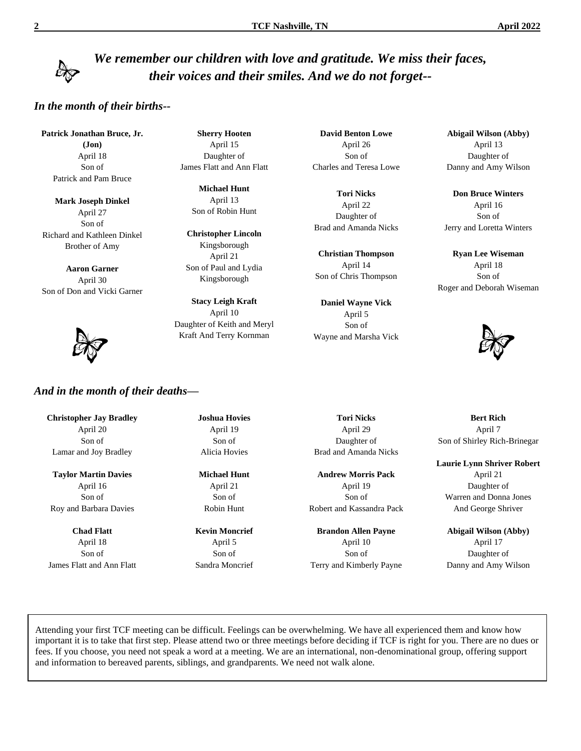*We remember our children with love and gratitude. We miss their faces, their voices and their smiles. And we do not forget--*

## *In the month of their births--*

**Patrick Jonathan Bruce, Jr. (Jon)**
April 18
Son of
Patrick and Pam Bruce

**Mark Joseph Dinkel**
April 27
Son of
Richard and Kathleen Dinkel
Brother of Amy

**Aaron Garner**
April 30
Son of Don and Vicki Garner

**Sherry Hooten**
April 15
Daughter of
James Flatt and Ann Flatt

**Michael Hunt**
April 13
Son of Robin Hunt

**Christopher Lincoln Kingsborough**
April 21
Son of Paul and Lydia Kingsborough

**Stacy Leigh Kraft**
April 10
Daughter of Keith and Meryl Kraft And Terry Kornman

**David Benton Lowe**
April 26
Son of
Charles and Teresa Lowe

**Tori Nicks**
April 22
Daughter of
Brad and Amanda Nicks

**Christian Thompson**
April 14
Son of Chris Thompson

**Daniel Wayne Vick**
April 5
Son of
Wayne and Marsha Vick

**Abigail Wilson (Abby)**
April 13
Daughter of
Danny and Amy Wilson

**Don Bruce Winters**
April 16
Son of
Jerry and Loretta Winters

**Ryan Lee Wiseman**
April 18
Son of
Roger and Deborah Wiseman

## *And in the month of their deaths—*

**Christopher Jay Bradley**
April 20
Son of
Lamar and Joy Bradley

**Taylor Martin Davies**
April 16
Son of
Roy and Barbara Davies

**Chad Flatt**
April 18
Son of
James Flatt and Ann Flatt

**Joshua Hovies**
April 19
Son of
Alicia Hovies

**Michael Hunt**
April 21
Son of
Robin Hunt

**Kevin Moncrief**
April 5
Son of
Sandra Moncrief

**Tori Nicks**
April 29
Daughter of
Brad and Amanda Nicks

**Andrew Morris Pack**
April 19
Son of
Robert and Kassandra Pack

**Brandon Allen Payne**
April 10
Son of
Terry and Kimberly Payne

**Bert Rich**
April 7
Son of Shirley Rich-Brinegar

**Laurie Lynn Shriver Robert**
April 21
Daughter of
Warren and Donna Jones
And George Shriver

**Abigail Wilson (Abby)**
April 17
Daughter of
Danny and Amy Wilson

Attending your first TCF meeting can be difficult. Feelings can be overwhelming. We have all experienced them and know how important it is to take that first step. Please attend two or three meetings before deciding if TCF is right for you. There are no dues or fees. If you choose, you need not speak a word at a meeting. We are an international, non-denominational group, offering support and information to bereaved parents, siblings, and grandparents. We need not walk alone.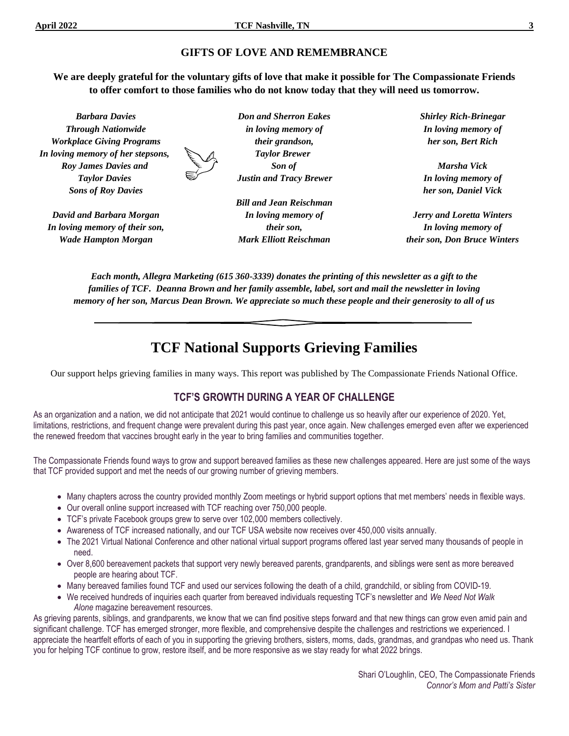## GIFTS OF LOVE AND REMEMBRANCE

**We are deeply grateful for the voluntary gifts of love that make it possible for The Compassionate Friends to offer comfort to those families who do not know today that they will need us tomorrow.**

***Barbara Davies***
***Through Nationwide***
***Workplace Giving Programs***
***In loving memory of her stepsons,***
***Roy James Davies and***
***Taylor Davies***
***Sons of Roy Davies***

***David and Barbara Morgan***
***In loving memory of their son,***
***Wade Hampton Morgan***

***Don and Sherron Eakes***
***in loving memory of***
***their grandson,***
***Taylor Brewer***
***Son of***
***Justin and Tracy Brewer***

***Bill and Jean Reischman***
***In loving memory of***
***their son,***
***Mark Elliott Reischman***

***Shirley Rich-Brinegar***
***In loving memory of***
***her son, Bert Rich***

***Marsha Vick***
***In loving memory of***
***her son, Daniel Vick***

***Jerry and Loretta Winters***
***In loving memory of***
***their son, Don Bruce Winters***

***Each month, Allegra Marketing (615 360-3339) donates the printing of this newsletter as a gift to the families of TCF. Deanna Brown and her family assemble, label, sort and mail the newsletter in loving memory of her son, Marcus Dean Brown. We appreciate so much these people and their generosity to all of us***

# TCF National Supports Grieving Families

Our support helps grieving families in many ways. This report was published by The Compassionate Friends National Office.

### TCF'S GROWTH DURING A YEAR OF CHALLENGE

As an organization and a nation, we did not anticipate that 2021 would continue to challenge us so heavily after our experience of 2020. Yet, limitations, restrictions, and frequent change were prevalent during this past year, once again. New challenges emerged even after we experienced the renewed freedom that vaccines brought early in the year to bring families and communities together.

The Compassionate Friends found ways to grow and support bereaved families as these new challenges appeared. Here are just some of the ways that TCF provided support and met the needs of our growing number of grieving members.

- Many chapters across the country provided monthly Zoom meetings or hybrid support options that met members' needs in flexible ways.
- Our overall online support increased with TCF reaching over 750,000 people.
- TCF's private Facebook groups grew to serve over 102,000 members collectively.
- Awareness of TCF increased nationally, and our TCF USA website now receives over 450,000 visits annually.
- The 2021 Virtual National Conference and other national virtual support programs offered last year served many thousands of people in need.
- Over 8,600 bereavement packets that support very newly bereaved parents, grandparents, and siblings were sent as more bereaved people are hearing about TCF.
- Many bereaved families found TCF and used our services following the death of a child, grandchild, or sibling from COVID-19.
- We received hundreds of inquiries each quarter from bereaved individuals requesting TCF's newsletter and *We Need Not Walk Alone* magazine bereavement resources.

As grieving parents, siblings, and grandparents, we know that we can find positive steps forward and that new things can grow even amid pain and significant challenge. TCF has emerged stronger, more flexible, and comprehensive despite the challenges and restrictions we experienced. I appreciate the heartfelt efforts of each of you in supporting the grieving brothers, sisters, moms, dads, grandmas, and grandpas who need us. Thank you for helping TCF continue to grow, restore itself, and be more responsive as we stay ready for what 2022 brings.

Shari O'Loughlin, CEO, The Compassionate Friends
*Connor's Mom and Patti's Sister*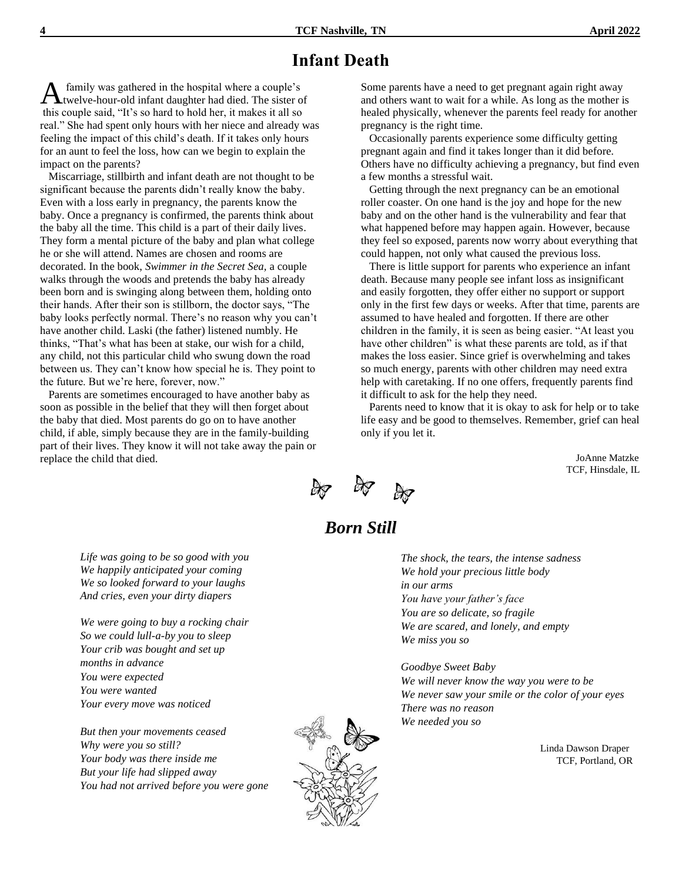# Infant Death

A family was gathered in the hospital where a couple's twelve-hour-old infant daughter had died. The sister of this couple said, "It's so hard to hold her, it makes it all so real." She had spent only hours with her niece and already was feeling the impact of this child's death. If it takes only hours for an aunt to feel the loss, how can we begin to explain the impact on the parents?

Miscarriage, stillbirth and infant death are not thought to be significant because the parents didn't really know the baby. Even with a loss early in pregnancy, the parents know the baby. Once a pregnancy is confirmed, the parents think about the baby all the time. This child is a part of their daily lives. They form a mental picture of the baby and plan what college he or she will attend. Names are chosen and rooms are decorated. In the book, *Swimmer in the Secret Sea,* a couple walks through the woods and pretends the baby has already been born and is swinging along between them, holding onto their hands. After their son is stillborn, the doctor says, "The baby looks perfectly normal. There's no reason why you can't have another child. Laski (the father) listened numbly. He thinks, "That's what has been at stake, our wish for a child, any child, not this particular child who swung down the road between us. They can't know how special he is. They point to the future. But we're here, forever, now."

Parents are sometimes encouraged to have another baby as soon as possible in the belief that they will then forget about the baby that died. Most parents do go on to have another child, if able, simply because they are in the family-building part of their lives. They know it will not take away the pain or replace the child that died.

Some parents have a need to get pregnant again right away and others want to wait for a while. As long as the mother is healed physically, whenever the parents feel ready for another pregnancy is the right time.

Occasionally parents experience some difficulty getting pregnant again and find it takes longer than it did before. Others have no difficulty achieving a pregnancy, but find even a few months a stressful wait.

Getting through the next pregnancy can be an emotional roller coaster. On one hand is the joy and hope for the new baby and on the other hand is the vulnerability and fear that what happened before may happen again. However, because they feel so exposed, parents now worry about everything that could happen, not only what caused the previous loss.

There is little support for parents who experience an infant death. Because many people see infant loss as insignificant and easily forgotten, they offer either no support or support only in the first few days or weeks. After that time, parents are assumed to have healed and forgotten. If there are other children in the family, it is seen as being easier. "At least you have other children" is what these parents are told, as if that makes the loss easier. Since grief is overwhelming and takes so much energy, parents with other children may need extra help with caretaking. If no one offers, frequently parents find it difficult to ask for the help they need.

Parents need to know that it is okay to ask for help or to take life easy and be good to themselves. Remember, grief can heal only if you let it.

JoAnne Matzke
TCF, Hinsdale, IL

## *Born Still*

*Life was going to be so good with you*
*We happily anticipated your coming*
*We so looked forward to your laughs*
*And cries, even your dirty diapers*

*We were going to buy a rocking chair*
*So we could lull-a-by you to sleep*
*Your crib was bought and set up*
*months in advance*
*You were expected*
*You were wanted*
*Your every move was noticed*

*But then your movements ceased*
*Why were you so still?*
*Your body was there inside me*
*But your life had slipped away*
*You had not arrived before you were gone*

*The shock, the tears, the intense sadness*
*We hold your precious little body*
*in our arms*
*You have your father's face*
*You are so delicate, so fragile*
*We are scared, and lonely, and empty*
*We miss you so*

*Goodbye Sweet Baby*
*We will never know the way you were to be*
*We never saw your smile or the color of your eyes*
*There was no reason*
*We needed you so*

Linda Dawson Draper
TCF, Portland, OR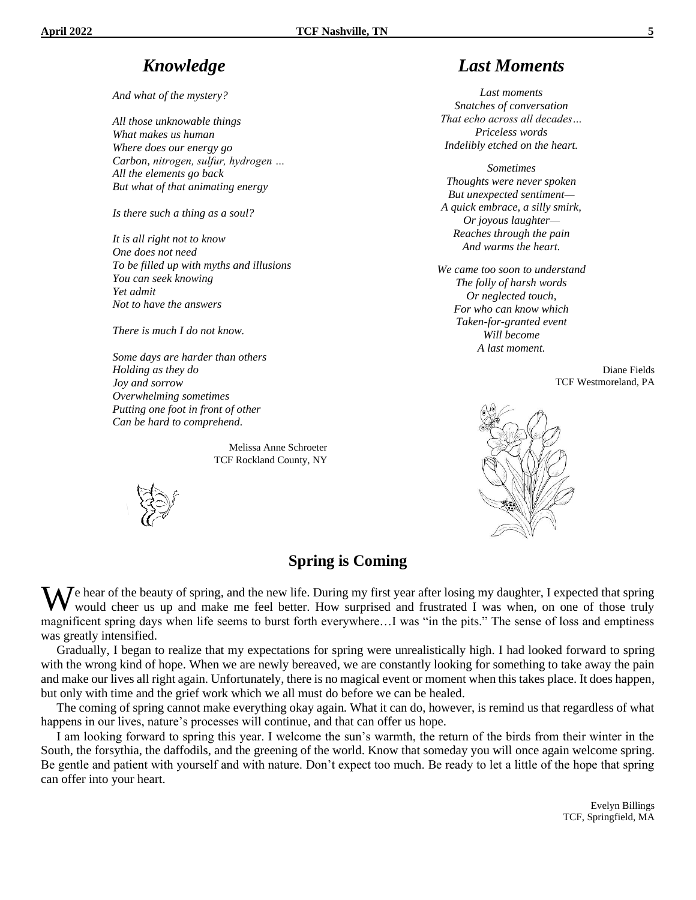## *Knowledge*

*And what of the mystery?*

*All those unknowable things*
*What makes us human*
*Where does our energy go*
*Carbon, nitrogen, sulfur, hydrogen …*
*All the elements go back*
*But what of that animating energy*

*Is there such a thing as a soul?*

*It is all right not to know*
*One does not need*
*To be filled up with myths and illusions*
*You can seek knowing*
*Yet admit*
*Not to have the answers*

*There is much I do not know.*

*Some days are harder than others*
*Holding as they do*
*Joy and sorrow*
*Overwhelming sometimes*
*Putting one foot in front of other*
*Can be hard to comprehend.*

Melissa Anne Schroeter
TCF Rockland County, NY

## *Last Moments*

*Last moments*
*Snatches of conversation*
*That echo across all decades…*
*Priceless words*
*Indelibly etched on the heart.*

*Sometimes*
*Thoughts were never spoken*
*But unexpected sentiment—*
*A quick embrace, a silly smirk,*
*Or joyous laughter—*
*Reaches through the pain*
*And warms the heart.*

*We came too soon to understand*
*The folly of harsh words*
*Or neglected touch,*
*For who can know which*
*Taken-for-granted event*
*Will become*
*A last moment.*

Diane Fields
TCF Westmoreland, PA

## **Spring is Coming**

We hear of the beauty of spring, and the new life. During my first year after losing my daughter, I expected that spring would cheer us up and make me feel better. How surprised and frustrated I was when, on one of those truly magnificent spring days when life seems to burst forth everywhere…I was "in the pits." The sense of loss and emptiness was greatly intensified.

Gradually, I began to realize that my expectations for spring were unrealistically high. I had looked forward to spring with the wrong kind of hope. When we are newly bereaved, we are constantly looking for something to take away the pain and make our lives all right again. Unfortunately, there is no magical event or moment when this takes place. It does happen, but only with time and the grief work which we all must do before we can be healed.

The coming of spring cannot make everything okay again. What it can do, however, is remind us that regardless of what happens in our lives, nature's processes will continue, and that can offer us hope.

I am looking forward to spring this year. I welcome the sun's warmth, the return of the birds from their winter in the South, the forsythia, the daffodils, and the greening of the world. Know that someday you will once again welcome spring. Be gentle and patient with yourself and with nature. Don't expect too much. Be ready to let a little of the hope that spring can offer into your heart.

Evelyn Billings
TCF, Springfield, MA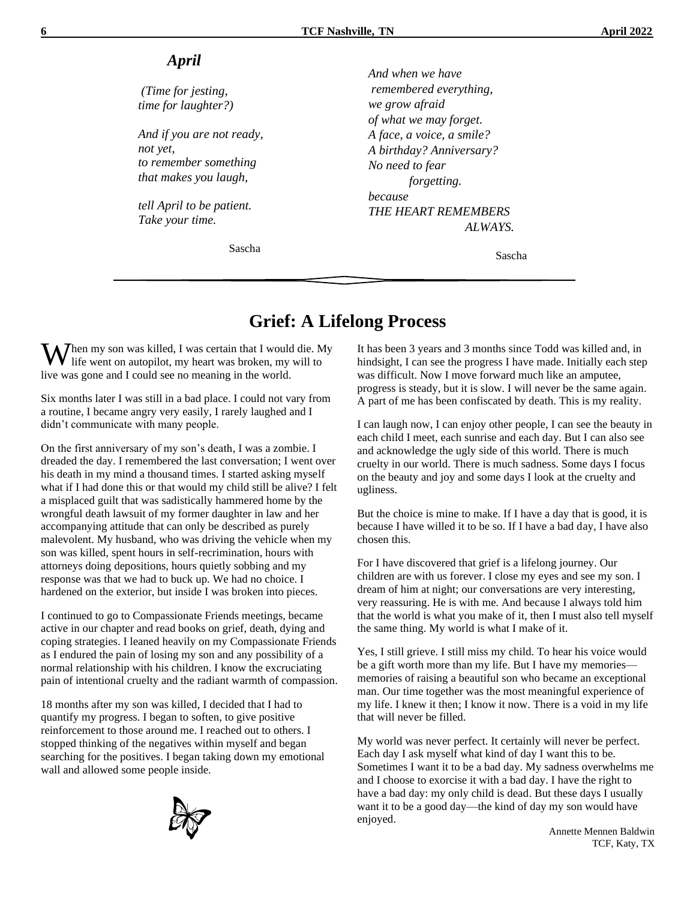## *April*

*(Time for jesting,*
*time for laughter?)*

*And if you are not ready,*
*not yet,*
*to remember something*
*that makes you laugh,*

*tell April to be patient.*
*Take your time.*

Sascha

*And when we have*
*remembered everything,*
*we grow afraid*
*of what we may forget.*
*A face, a voice, a smile?*
*A birthday? Anniversary?*
*No need to fear*
*forgetting.*
*because*
*THE HEART REMEMBERS*
*ALWAYS.*

Sascha

# Grief: A Lifelong Process

When my son was killed, I was certain that I would die. My life went on autopilot, my heart was broken, my will to live was gone and I could see no meaning in the world.

Six months later I was still in a bad place. I could not vary from a routine, I became angry very easily, I rarely laughed and I didn't communicate with many people.

On the first anniversary of my son's death, I was a zombie. I dreaded the day. I remembered the last conversation; I went over his death in my mind a thousand times. I started asking myself what if I had done this or that would my child still be alive? I felt a misplaced guilt that was sadistically hammered home by the wrongful death lawsuit of my former daughter in law and her accompanying attitude that can only be described as purely malevolent. My husband, who was driving the vehicle when my son was killed, spent hours in self-recrimination, hours with attorneys doing depositions, hours quietly sobbing and my response was that we had to buck up. We had no choice. I hardened on the exterior, but inside I was broken into pieces.

I continued to go to Compassionate Friends meetings, became active in our chapter and read books on grief, death, dying and coping strategies. I leaned heavily on my Compassionate Friends as I endured the pain of losing my son and any possibility of a normal relationship with his children. I know the excruciating pain of intentional cruelty and the radiant warmth of compassion.

18 months after my son was killed, I decided that I had to quantify my progress. I began to soften, to give positive reinforcement to those around me. I reached out to others. I stopped thinking of the negatives within myself and began searching for the positives. I began taking down my emotional wall and allowed some people inside.

It has been 3 years and 3 months since Todd was killed and, in hindsight, I can see the progress I have made. Initially each step was difficult. Now I move forward much like an amputee, progress is steady, but it is slow. I will never be the same again. A part of me has been confiscated by death. This is my reality.

I can laugh now, I can enjoy other people, I can see the beauty in each child I meet, each sunrise and each day. But I can also see and acknowledge the ugly side of this world. There is much cruelty in our world. There is much sadness. Some days I focus on the beauty and joy and some days I look at the cruelty and ugliness.

But the choice is mine to make. If I have a day that is good, it is because I have willed it to be so. If I have a bad day, I have also chosen this.

For I have discovered that grief is a lifelong journey. Our children are with us forever. I close my eyes and see my son. I dream of him at night; our conversations are very interesting, very reassuring. He is with me. And because I always told him that the world is what you make of it, then I must also tell myself the same thing. My world is what I make of it.

Yes, I still grieve. I still miss my child. To hear his voice would be a gift worth more than my life. But I have my memories—memories of raising a beautiful son who became an exceptional man. Our time together was the most meaningful experience of my life. I knew it then; I know it now. There is a void in my life that will never be filled.

My world was never perfect. It certainly will never be perfect. Each day I ask myself what kind of day I want this to be. Sometimes I want it to be a bad day. My sadness overwhelms me and I choose to exorcise it with a bad day. I have the right to have a bad day: my only child is dead. But these days I usually want it to be a good day—the kind of day my son would have enjoyed.

Annette Mennen Baldwin
TCF, Katy, TX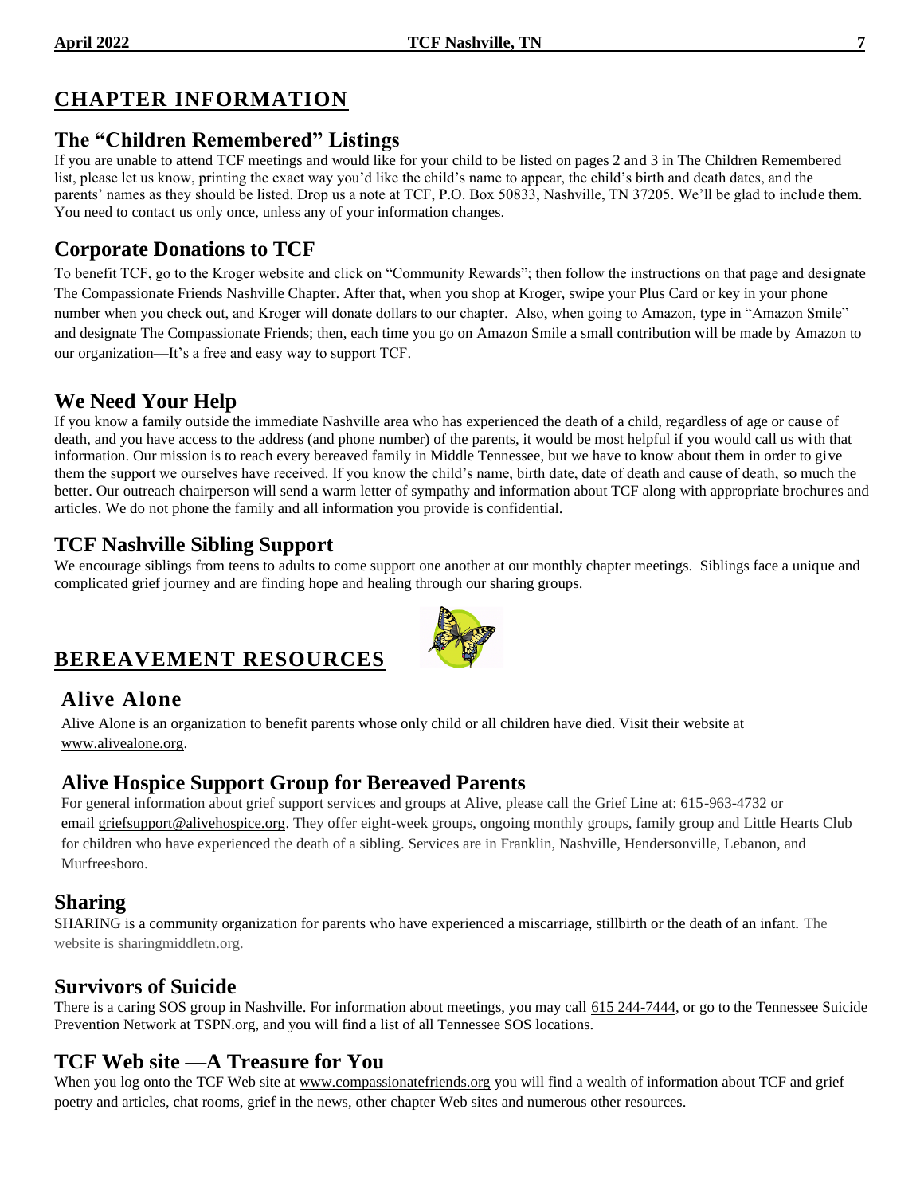## CHAPTER INFORMATION

### The "Children Remembered" Listings

If you are unable to attend TCF meetings and would like for your child to be listed on pages 2 and 3 in The Children Remembered list, please let us know, printing the exact way you'd like the child's name to appear, the child's birth and death dates, and the parents' names as they should be listed. Drop us a note at TCF, P.O. Box 50833, Nashville, TN 37205. We'll be glad to include them. You need to contact us only once, unless any of your information changes.

### Corporate Donations to TCF

To benefit TCF, go to the Kroger website and click on "Community Rewards"; then follow the instructions on that page and designate The Compassionate Friends Nashville Chapter. After that, when you shop at Kroger, swipe your Plus Card or key in your phone number when you check out, and Kroger will donate dollars to our chapter. Also, when going to Amazon, type in "Amazon Smile" and designate The Compassionate Friends; then, each time you go on Amazon Smile a small contribution will be made by Amazon to our organization—It's a free and easy way to support TCF.

### We Need Your Help

If you know a family outside the immediate Nashville area who has experienced the death of a child, regardless of age or cause of death, and you have access to the address (and phone number) of the parents, it would be most helpful if you would call us with that information. Our mission is to reach every bereaved family in Middle Tennessee, but we have to know about them in order to give them the support we ourselves have received. If you know the child's name, birth date, date of death and cause of death, so much the better. Our outreach chairperson will send a warm letter of sympathy and information about TCF along with appropriate brochures and articles. We do not phone the family and all information you provide is confidential.

### TCF Nashville Sibling Support

We encourage siblings from teens to adults to come support one another at our monthly chapter meetings. Siblings face a unique and complicated grief journey and are finding hope and healing through our sharing groups.

## BEREAVEMENT RESOURCES

### Alive Alone

Alive Alone is an organization to benefit parents whose only child or all children have died. Visit their website at www.alivealone.org.

### Alive Hospice Support Group for Bereaved Parents

For general information about grief support services and groups at Alive, please call the Grief Line at: 615-963-4732 or email griefsupport@alivehospice.org. They offer eight-week groups, ongoing monthly groups, family group and Little Hearts Club for children who have experienced the death of a sibling. Services are in Franklin, Nashville, Hendersonville, Lebanon, and Murfreesboro.

### Sharing

SHARING is a community organization for parents who have experienced a miscarriage, stillbirth or the death of an infant. The website is sharingmiddletn.org.

### Survivors of Suicide

There is a caring SOS group in Nashville. For information about meetings, you may call 615 244-7444, or go to the Tennessee Suicide Prevention Network at TSPN.org, and you will find a list of all Tennessee SOS locations.

### TCF Web site —A Treasure for You

When you log onto the TCF Web site at www.compassionatefriends.org you will find a wealth of information about TCF and grief—poetry and articles, chat rooms, grief in the news, other chapter Web sites and numerous other resources.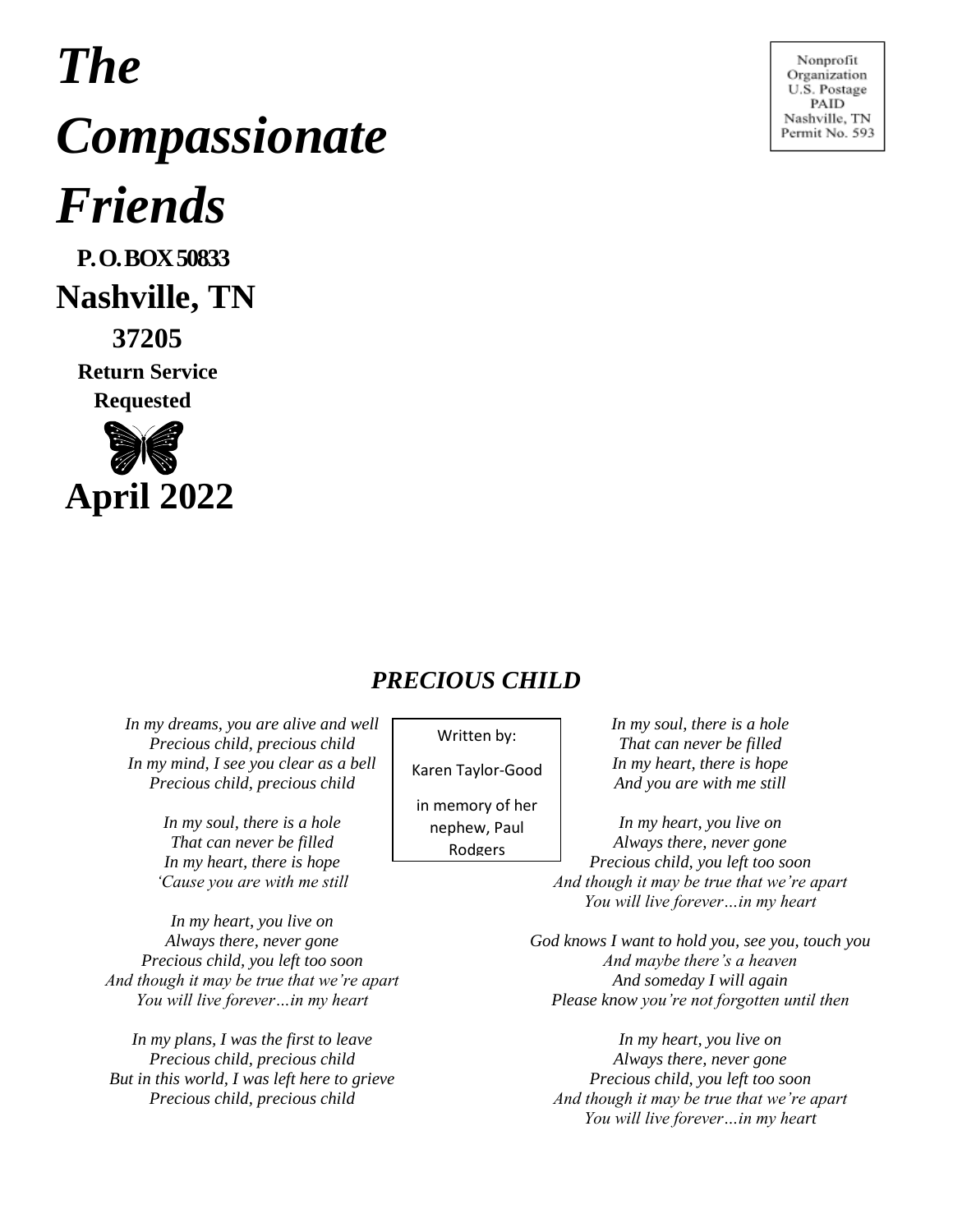# *The Compassionate Friends*

**P.O.BOX 50833**

**Nashville, TN**

**37205**

**Return Service Requested**

**April 2022**

Nonprofit
Organization
U.S. Postage
PAID
Nashville, TN
Permit No. 593

## *PRECIOUS CHILD*

Written by:

Karen Taylor-Good

in memory of her nephew, Paul Rodgers

*In my dreams, you are alive and well*
*Precious child, precious child*
*In my mind, I see you clear as a bell*
*Precious child, precious child*

*In my soul, there is a hole*
*That can never be filled*
*In my heart, there is hope*
*'Cause you are with me still*

*In my heart, you live on*
*Always there, never gone*
*Precious child, you left too soon*
*And though it may be true that we're apart*
*You will live forever…in my heart*

*In my plans, I was the first to leave*
*Precious child, precious child*
*But in this world, I was left here to grieve*
*Precious child, precious child*

*In my soul, there is a hole*
*That can never be filled*
*In my heart, there is hope*
*And you are with me still*

*In my heart, you live on*
*Always there, never gone*
*Precious child, you left too soon*
*And though it may be true that we're apart*
*You will live forever…in my heart*

*God knows I want to hold you, see you, touch you*
*And maybe there's a heaven*
*And someday I will again*
*Please know you're not forgotten until then*

*In my heart, you live on*
*Always there, never gone*
*Precious child, you left too soon*
*And though it may be true that we're apart*
*You will live forever…in my heart*